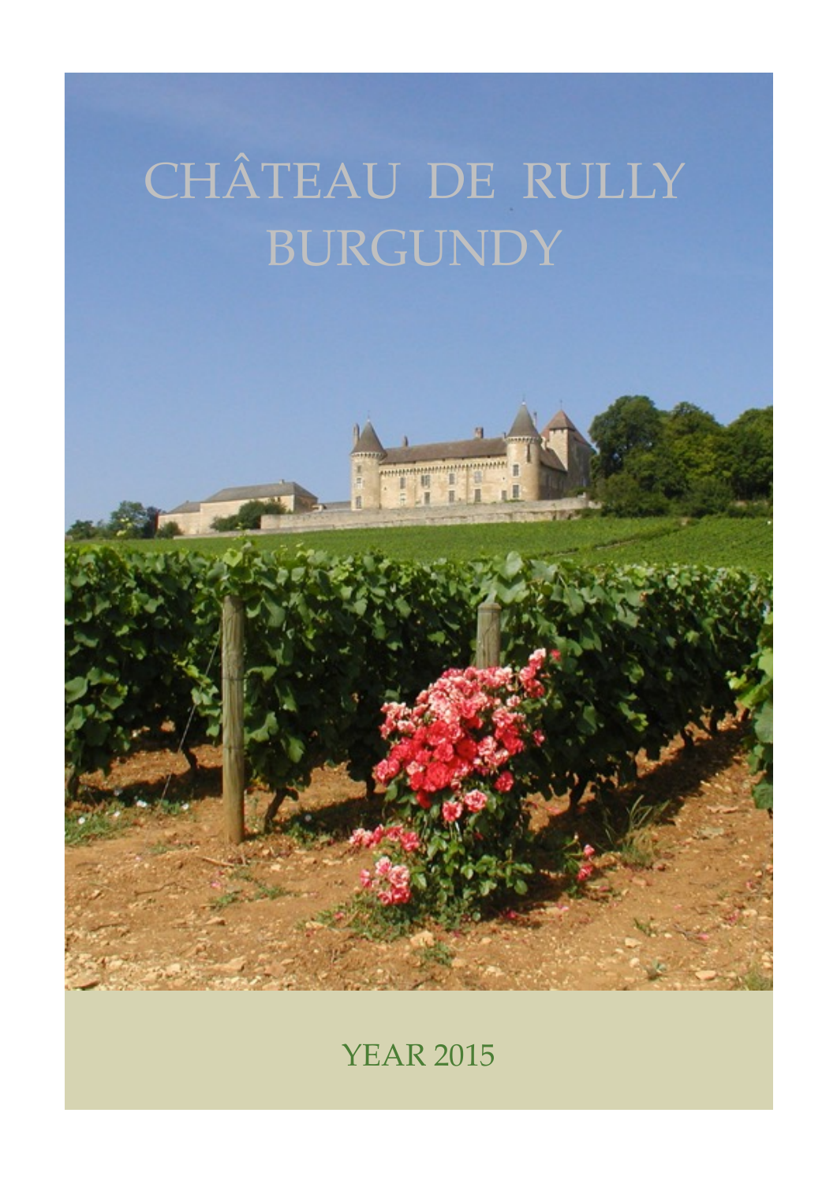# CHÂTEAU DE RULLY BURGUNDY

YEAR 2015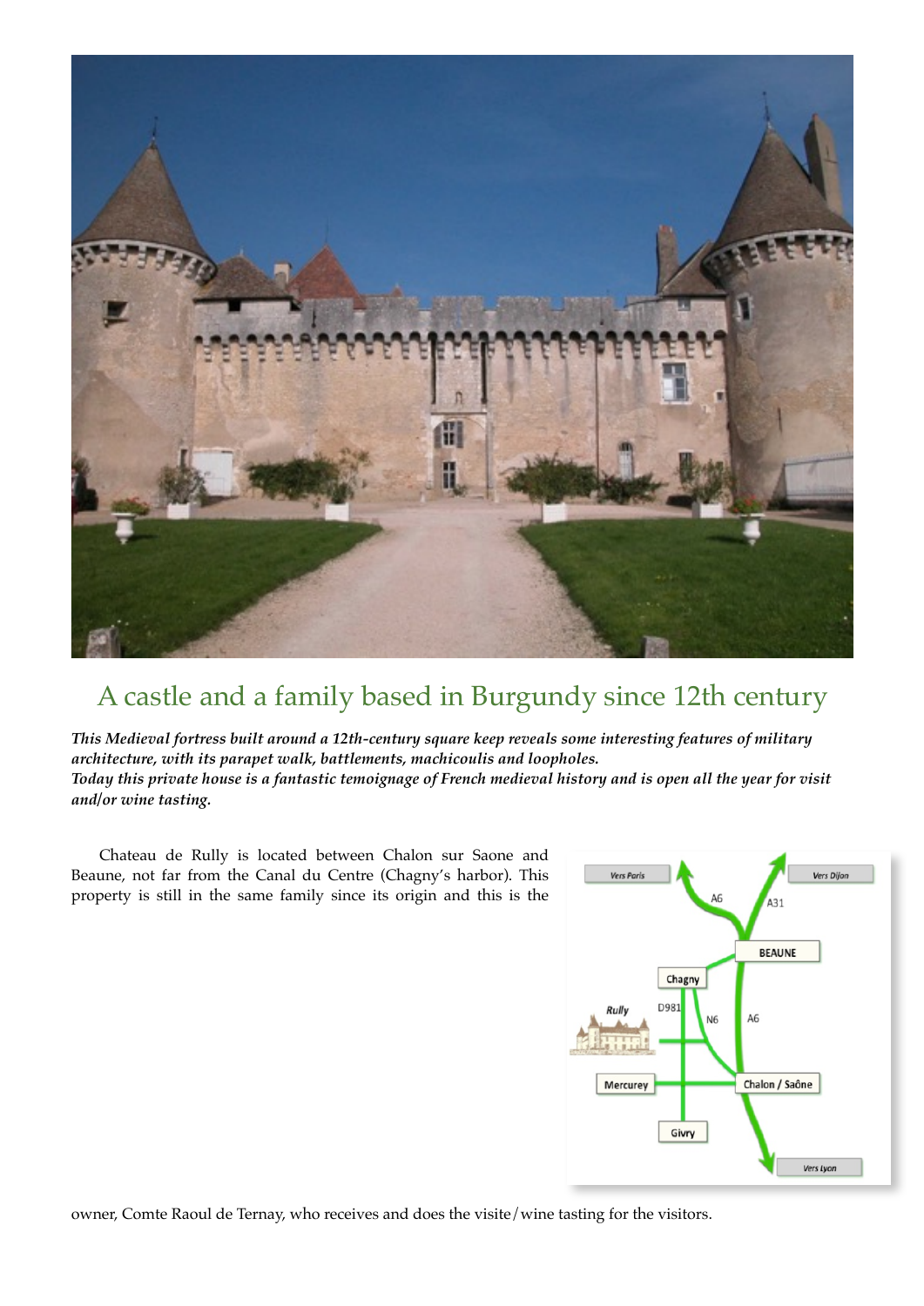## A castle and a family based in Burgundy since 12th century

***This Medieval fortress built around a 12th-century square keep reveals some interesting features of military architecture, with its parapet walk, battlements, machicoulis and loopholes.***
***Today this private house is a fantastic temoignage of French medieval history and is open all the year for visit and/or wine tasting.***

Chateau de Rully is located between Chalon sur Saone and Beaune, not far from the Canal du Centre (Chagny's harbor). This property is still in the same family since its origin and this is the owner, Comte Raoul de Ternay, who receives and does the visite/wine tasting for the visitors.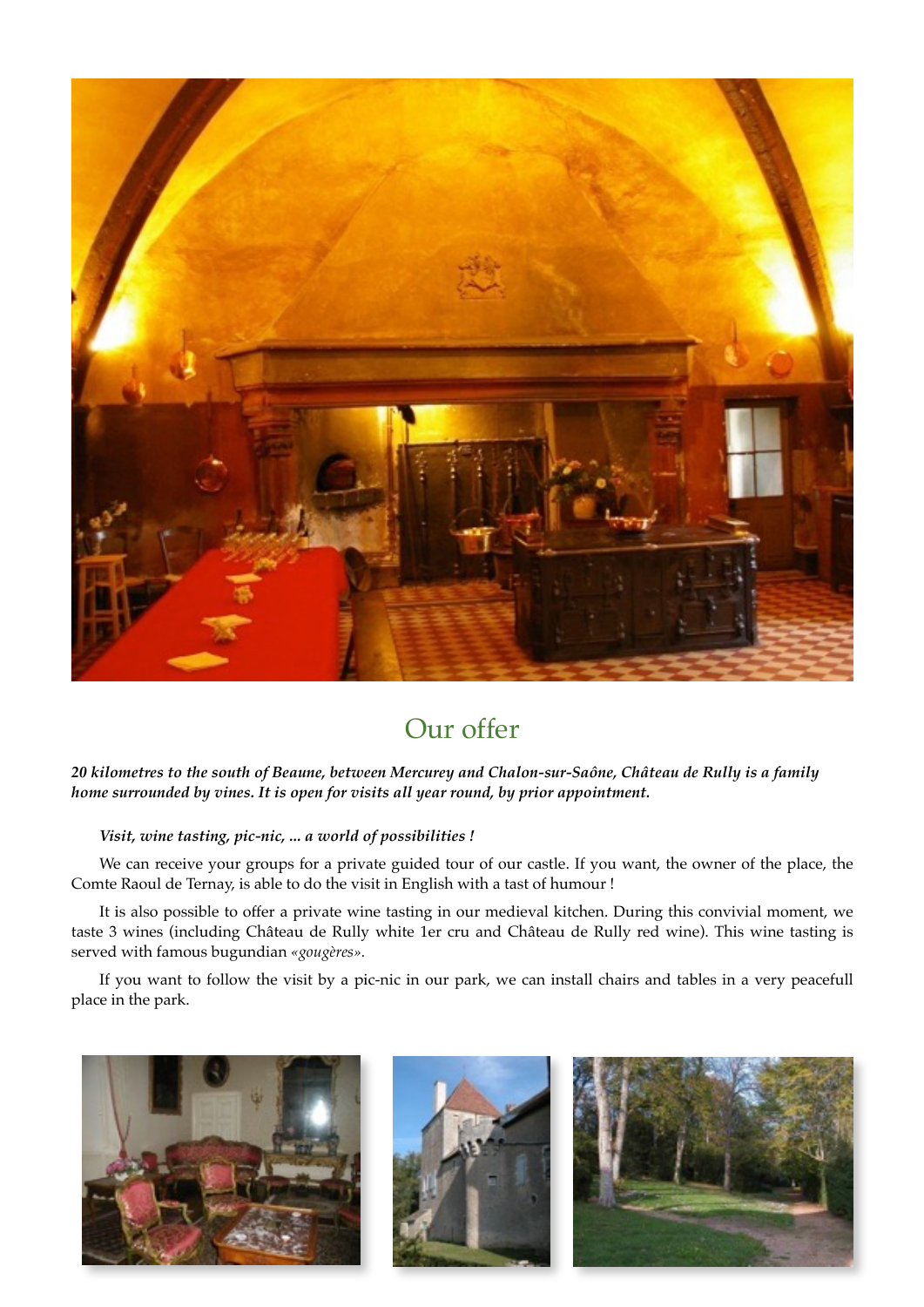## Our offer

***20 kilometres to the south of Beaune, between Mercurey and Chalon-sur-Saône, Château de Rully is a family home surrounded by vines. It is open for visits all year round, by prior appointment.***

***Visit, wine tasting, pic-nic, ... a world of possibilities !***

We can receive your groups for a private guided tour of our castle. If you want, the owner of the place, the Comte Raoul de Ternay, is able to do the visit in English with a tast of humour !

It is also possible to offer a private wine tasting in our medieval kitchen. During this convivial moment, we taste 3 wines (including Château de Rully white 1er cru and Château de Rully red wine). This wine tasting is served with famous bugundian *«gougères»*.

If you want to follow the visit by a pic-nic in our park, we can install chairs and tables in a very peacefull place in the park.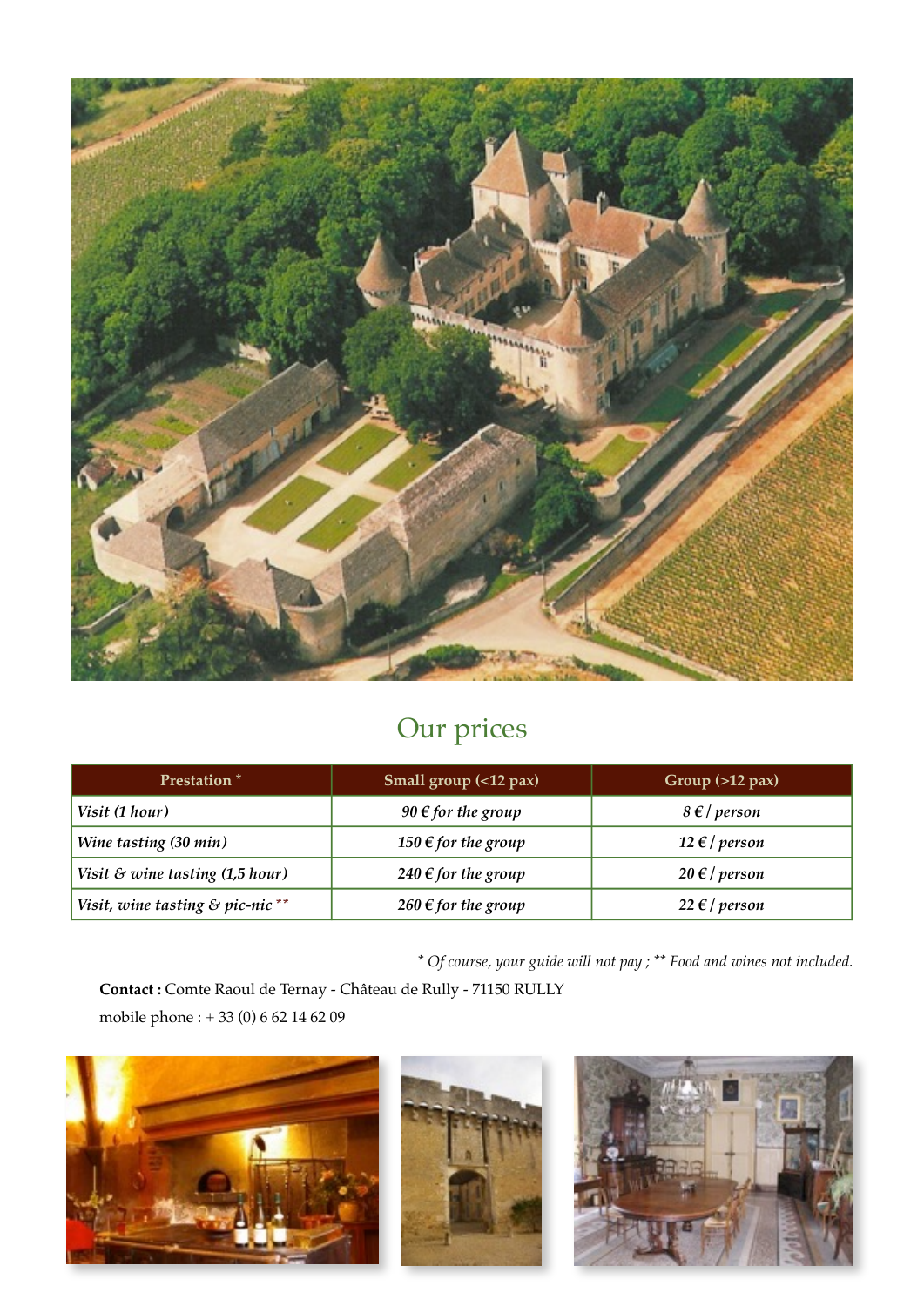## Our prices

| Prestation * | Small group (<12 pax) | Group (>12 pax) |
| --- | --- | --- |
| *Visit (1 hour)* | *90 € for the group* | *8 € / person* |
| *Wine tasting (30 min)* | *150 € for the group* | *12 € / person* |
| *Visit & wine tasting (1,5 hour)* | *240 € for the group* | *20 € / person* |
| *Visit, wine tasting & pic-nic ** | *260 € for the group* | *22 € / person* |

*\* Of course, your guide will not pay ; ** Food and wines not included.*

**Contact :** Comte Raoul de Ternay - Château de Rully - 71150 RULLY

mobile phone : + 33 (0) 6 62 14 62 09